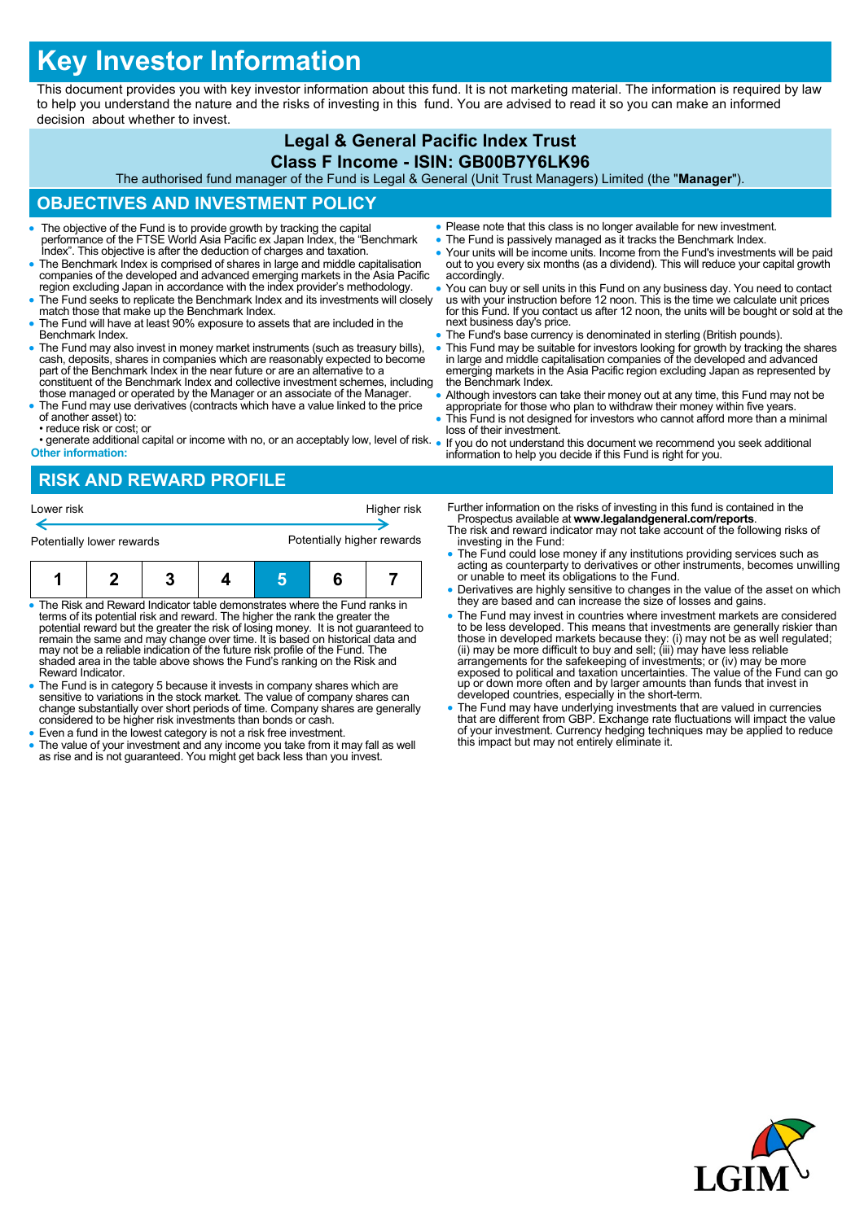# Key Investor Information

This document provides you with key investor information about this fund. It is not marketing material. The information is required by law to help you understand the nature and the risks of investing in this fund. You are advised to read it so you can make an informed decision about whether to invest.

## Legal & General Pacific Index Trust

## Class F Income - ISIN: GB00B7Y6LK96

The authorised fund manager of the Fund is Legal & General (Unit Trust Managers) Limited (the "**Manager**").

## OBJECTIVES AND INVESTMENT POLICY

- The objective of the Fund is to provide growth by tracking the capital performance of the FTSE World Asia Pacific ex Japan Index, the "Benchmark Index". This objective is after the deduction of charges and taxation.
- The Benchmark Index is comprised of shares in large and middle capitalisation companies of the developed and advanced emerging markets in the Asia Pacific region excluding Japan in accordance with the index provider's methodology.
- The Fund seeks to replicate the Benchmark Index and its investments will closely match those that make up the Benchmark Index.
- The Fund will have at least 90% exposure to assets that are included in the Benchmark Index.
- The Fund may also invest in money market instruments (such as treasury bills), cash, deposits, shares in companies which are reasonably expected to become part of the Benchmark Index in the near future or are an alternative to a constituent of the Benchmark Index and collective investment schemes, including those managed or operated by the Manager or an associate of the Manager.
- The Fund may use derivatives (contracts which have a value linked to the price of another asset) to:
  - • reduce risk or cost; or
  - • generate additional capital or income with no, or an acceptably low, level of risk.

**Other information:**

- Please note that this class is no longer available for new investment.
- The Fund is passively managed as it tracks the Benchmark Index.
- Your units will be income units. Income from the Fund's investments will be paid out to you every six months (as a dividend). This will reduce your capital growth accordingly.
- You can buy or sell units in this Fund on any business day. You need to contact us with your instruction before 12 noon. This is the time we calculate unit prices for this Fund. If you contact us after 12 noon, the units will be bought or sold at the next business day's price.
- The Fund's base currency is denominated in sterling (British pounds).
- This Fund may be suitable for investors looking for growth by tracking the shares in large and middle capitalisation companies of the developed and advanced emerging markets in the Asia Pacific region excluding Japan as represented by the Benchmark Index.
- Although investors can take their money out at any time, this Fund may not be appropriate for those who plan to withdraw their money within five years.
- This Fund is not designed for investors who cannot afford more than a minimal loss of their investment.
- If you do not understand this document we recommend you seek additional information to help you decide if this Fund is right for you.

## RISK AND REWARD PROFILE

Lower risk — Higher risk

Potentially lower rewards — Potentially higher rewards

| 1 | 2 | 3 | 4 | **5** | 6 | 7 |
|---|---|---|---|---|---|---|

- The Risk and Reward Indicator table demonstrates where the Fund ranks in terms of its potential risk and reward. The higher the rank the greater the potential reward but the greater the risk of losing money. It is not guaranteed to remain the same and may change over time. It is based on historical data and may not be a reliable indication of the future risk profile of the Fund. The shaded area in the table above shows the Fund's ranking on the Risk and Reward Indicator.
- The Fund is in category 5 because it invests in company shares which are sensitive to variations in the stock market. The value of company shares can change substantially over short periods of time. Company shares are generally considered to be higher risk investments than bonds or cash.
- Even a fund in the lowest category is not a risk free investment.
- The value of your investment and any income you take from it may fall as well as rise and is not guaranteed. You might get back less than you invest.

Further information on the risks of investing in this fund is contained in the Prospectus available at **www.legalandgeneral.com/reports**.

The risk and reward indicator may not take account of the following risks of investing in the Fund:

- The Fund could lose money if any institutions providing services such as acting as counterparty to derivatives or other instruments, becomes unwilling or unable to meet its obligations to the Fund.
- Derivatives are highly sensitive to changes in the value of the asset on which they are based and can increase the size of losses and gains.
- The Fund may invest in countries where investment markets are considered to be less developed. This means that investments are generally riskier than those in developed markets because they: (i) may not be as well regulated; (ii) may be more difficult to buy and sell; (iii) may have less reliable arrangements for the safekeeping of investments; or (iv) may be more exposed to political and taxation uncertainties. The value of the Fund can go up or down more often and by larger amounts than funds that invest in developed countries, especially in the short-term.
- The Fund may have underlying investments that are valued in currencies that are different from GBP. Exchange rate fluctuations will impact the value of your investment. Currency hedging techniques may be applied to reduce this impact but may not entirely eliminate it.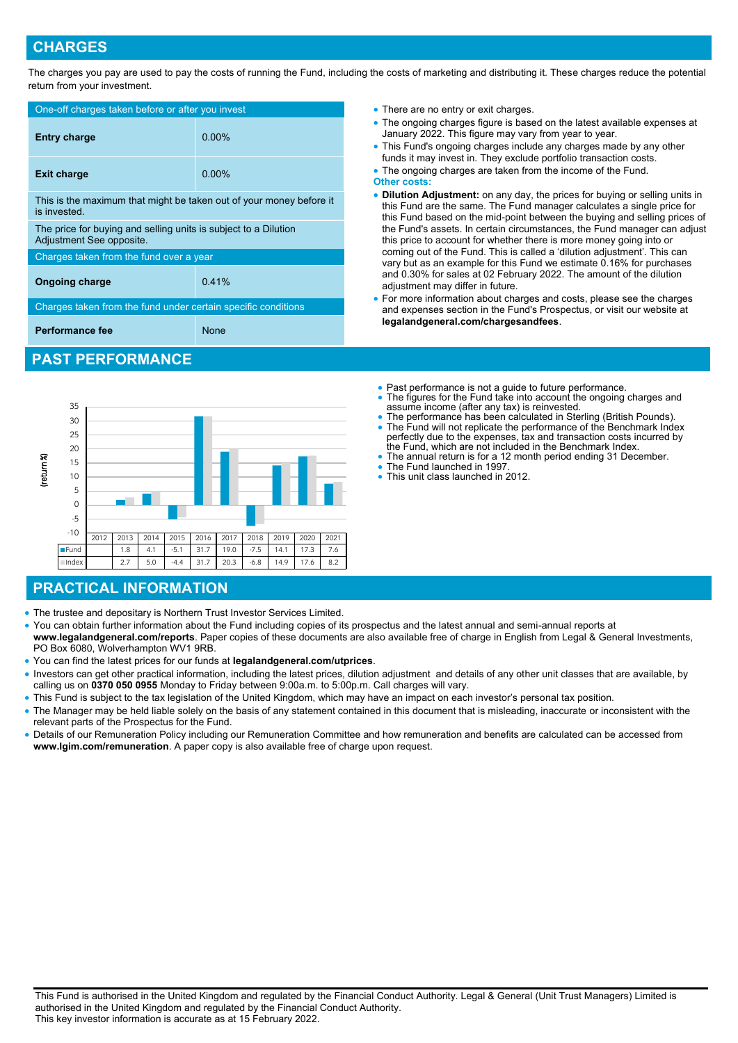## CHARGES

The charges you pay are used to pay the costs of running the Fund, including the costs of marketing and distributing it. These charges reduce the potential return from your investment.

| One-off charges taken before or after you invest | |
|---|---|
| **Entry charge** | 0.00% |
| **Exit charge** | 0.00% |
| This is the maximum that might be taken out of your money before it is invested. | |
| The price for buying and selling units is subject to a Dilution Adjustment See opposite. | |
| Charges taken from the fund over a year | |
| **Ongoing charge** | 0.41% |
| Charges taken from the fund under certain specific conditions | |
| **Performance fee** | None |

- There are no entry or exit charges.
- The ongoing charges figure is based on the latest available expenses at January 2022. This figure may vary from year to year.
- This Fund's ongoing charges include any charges made by any other funds it may invest in. They exclude portfolio transaction costs.
- The ongoing charges are taken from the income of the Fund.

**Other costs:**

- **Dilution Adjustment:** on any day, the prices for buying or selling units in this Fund are the same. The Fund manager calculates a single price for this Fund based on the mid-point between the buying and selling prices of the Fund's assets. In certain circumstances, the Fund manager can adjust this price to account for whether there is more money going into or coming out of the Fund. This is called a 'dilution adjustment'. This can vary but as an example for this Fund we estimate 0.16% for purchases and 0.30% for sales at 02 February 2022. The amount of the dilution adjustment may differ in future.
- For more information about charges and costs, please see the charges and expenses section in the Fund's Prospectus, or visit our website at **legalandgeneral.com/chargesandfees**.

## PAST PERFORMANCE

(return %)

35 30 25 20 15 10 5 0 -5 -10

| | 2012 | 2013 | 2014 | 2015 | 2016 | 2017 | 2018 | 2019 | 2020 | 2021 |
|---|---|---|---|---|---|---|---|---|---|---|
| Fund | | 1.8 | 4.1 | -5.1 | 31.7 | 19.0 | -7.5 | 14.1 | 17.3 | 7.6 |
| Index | | 2.7 | 5.0 | -4.4 | 31.7 | 20.3 | -6.8 | 14.9 | 17.6 | 8.2 |

- Past performance is not a guide to future performance.
- The figures for the Fund take into account the ongoing charges and assume income (after any tax) is reinvested.
- The performance has been calculated in Sterling (British Pounds).
- The Fund will not replicate the performance of the Benchmark Index perfectly due to the expenses, tax and transaction costs incurred by the Fund, which are not included in the Benchmark Index.
- The annual return is for a 12 month period ending 31 December.
- The Fund launched in 1997.
- This unit class launched in 2012.

## PRACTICAL INFORMATION

- The trustee and depositary is Northern Trust Investor Services Limited.
- You can obtain further information about the Fund including copies of its prospectus and the latest annual and semi-annual reports at **www.legalandgeneral.com/reports**. Paper copies of these documents are also available free of charge in English from Legal & General Investments, PO Box 6080, Wolverhampton WV1 9RB.
- You can find the latest prices for our funds at **legalandgeneral.com/utprices**.
- Investors can get other practical information, including the latest prices, dilution adjustment and details of any other unit classes that are available, by calling us on **0370 050 0955** Monday to Friday between 9:00a.m. to 5:00p.m. Call charges will vary.
- This Fund is subject to the tax legislation of the United Kingdom, which may have an impact on each investor's personal tax position.
- The Manager may be held liable solely on the basis of any statement contained in this document that is misleading, inaccurate or inconsistent with the relevant parts of the Prospectus for the Fund.
- Details of our Remuneration Policy including our Remuneration Committee and how remuneration and benefits are calculated can be accessed from **www.lgim.com/remuneration**. A paper copy is also available free of charge upon request.

This Fund is authorised in the United Kingdom and regulated by the Financial Conduct Authority. Legal & General (Unit Trust Managers) Limited is authorised in the United Kingdom and regulated by the Financial Conduct Authority.
This key investor information is accurate as at 15 February 2022.